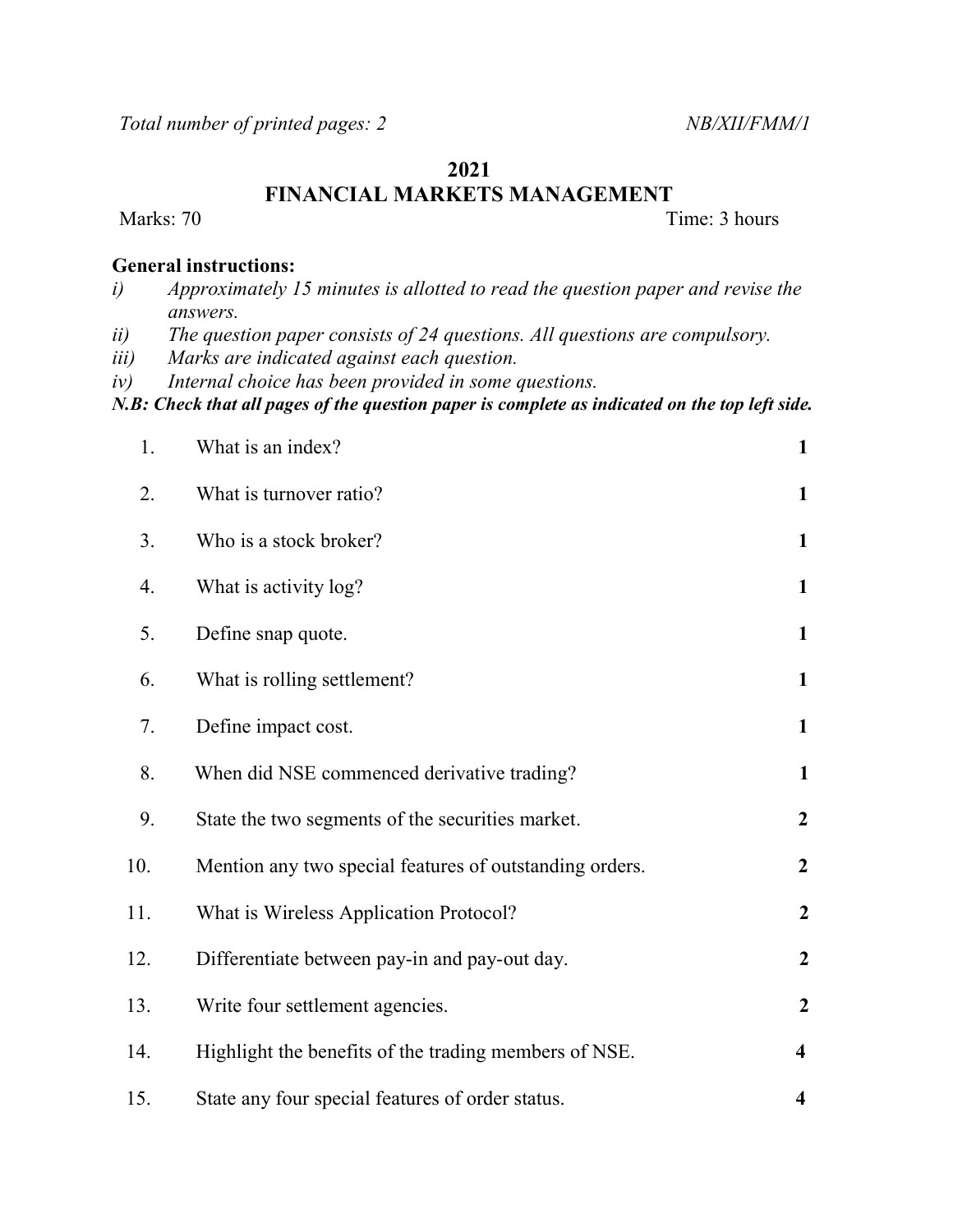*Total number of printed pages: 2* NB/XII/FMM/1

# 2021
## FINANCIAL MARKETS MANAGEMENT

Marks: 70 Time: 3 hours

**General instructions:**

*i) Approximately 15 minutes is allotted to read the question paper and revise the answers.*

*ii) The question paper consists of 24 questions. All questions are compulsory.*

*iii) Marks are indicated against each question.*

*iv) Internal choice has been provided in some questions.*

***N.B: Check that all pages of the question paper is complete as indicated on the top left side.***

| | | |
|---|---|---|
| 1. | What is an index? | **1** |
| 2. | What is turnover ratio? | **1** |
| 3. | Who is a stock broker? | **1** |
| 4. | What is activity log? | **1** |
| 5. | Define snap quote. | **1** |
| 6. | What is rolling settlement? | **1** |
| 7. | Define impact cost. | **1** |
| 8. | When did NSE commenced derivative trading? | **1** |
| 9. | State the two segments of the securities market. | **2** |
| 10. | Mention any two special features of outstanding orders. | **2** |
| 11. | What is Wireless Application Protocol? | **2** |
| 12. | Differentiate between pay-in and pay-out day. | **2** |
| 13. | Write four settlement agencies. | **2** |
| 14. | Highlight the benefits of the trading members of NSE. | **4** |
| 15. | State any four special features of order status. | **4** |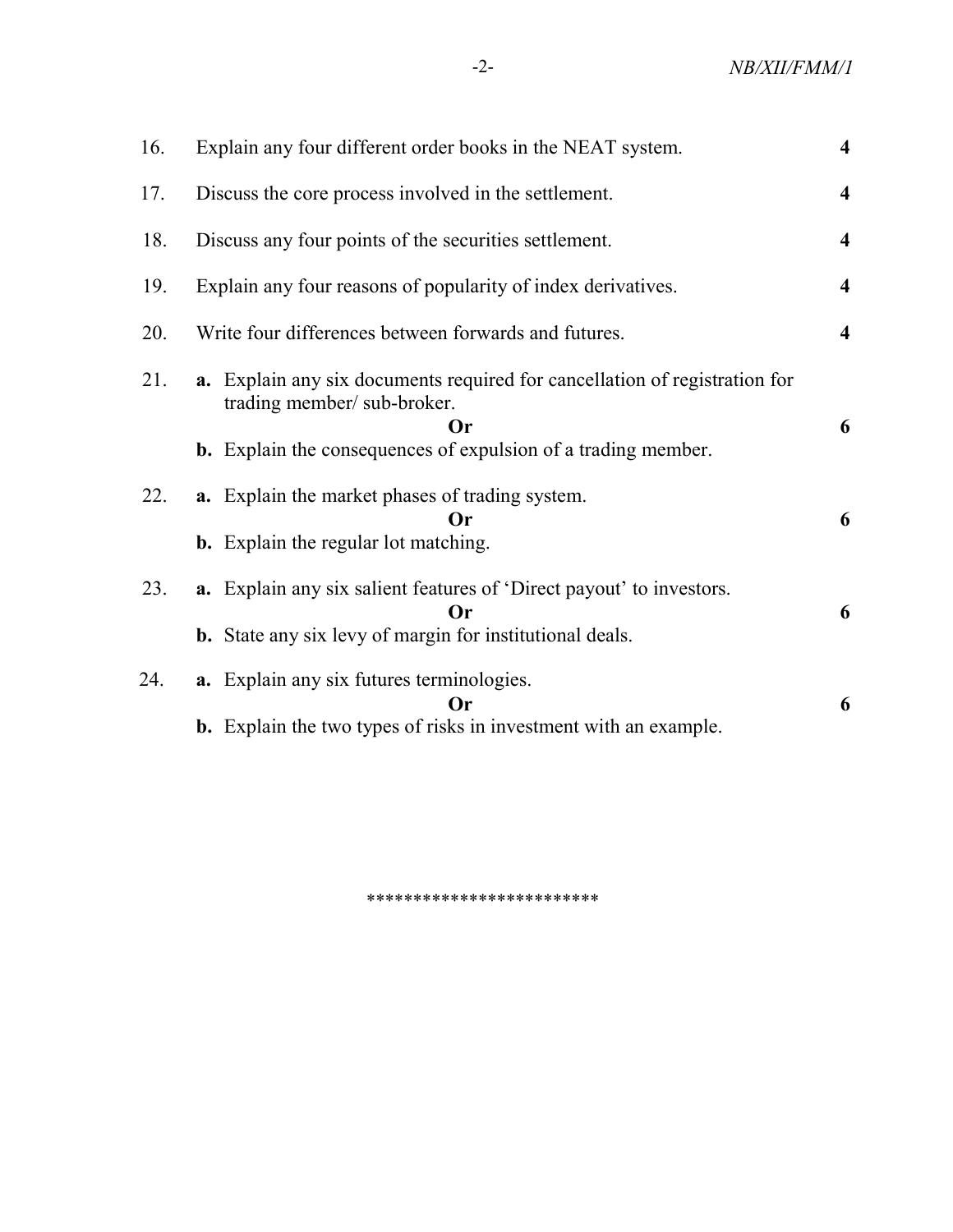16. Explain any four different order books in the NEAT system. **4**

17. Discuss the core process involved in the settlement. **4**

18. Discuss any four points of the securities settlement. **4**

19. Explain any four reasons of popularity of index derivatives. **4**

20. Write four differences between forwards and futures. **4**

21. **a.** Explain any six documents required for cancellation of registration for trading member/ sub-broker.

    **Or** **6**

    **b.** Explain the consequences of expulsion of a trading member.

22. **a.** Explain the market phases of trading system.

    **Or** **6**

    **b.** Explain the regular lot matching.

23. **a.** Explain any six salient features of 'Direct payout' to investors.

    **Or** **6**

    **b.** State any six levy of margin for institutional deals.

24. **a.** Explain any six futures terminologies.

    **Or** **6**

    **b.** Explain the two types of risks in investment with an example.

************************